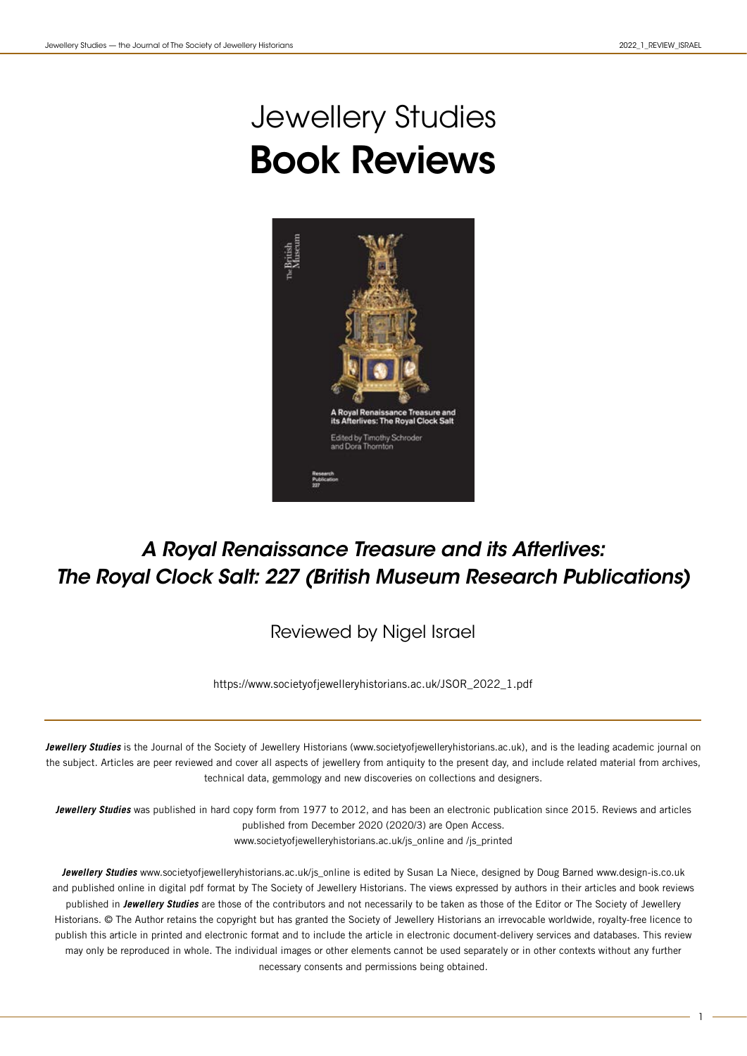# Jewellery Studies
# **Book Reviews**

## *A Royal Renaissance Treasure and its Afterlives: The Royal Clock Salt: 227 (British Museum Research Publications)*

Reviewed by Nigel Israel

https://www.societyofjewelleryhistorians.ac.uk/JSOR_2022_1.pdf

---

***Jewellery Studies*** is the Journal of the Society of Jewellery Historians (www.societyofjewelleryhistorians.ac.uk), and is the leading academic journal on the subject. Articles are peer reviewed and cover all aspects of jewellery from antiquity to the present day, and include related material from archives, technical data, gemmology and new discoveries on collections and designers.

***Jewellery Studies*** was published in hard copy form from 1977 to 2012, and has been an electronic publication since 2015. Reviews and articles published from December 2020 (2020/3) are Open Access.
www.societyofjewelleryhistorians.ac.uk/js_online and /js_printed

***Jewellery Studies*** www.societyofjewelleryhistorians.ac.uk/js_online is edited by Susan La Niece, designed by Doug Barned www.design-is.co.uk and published online in digital pdf format by The Society of Jewellery Historians. The views expressed by authors in their articles and book reviews published in ***Jewellery Studies*** are those of the contributors and not necessarily to be taken as those of the Editor or The Society of Jewellery Historians. © The Author retains the copyright but has granted the Society of Jewellery Historians an irrevocable worldwide, royalty-free licence to publish this article in printed and electronic format and to include the article in electronic document-delivery services and databases. This review may only be reproduced in whole. The individual images or other elements cannot be used separately or in other contexts without any further necessary consents and permissions being obtained.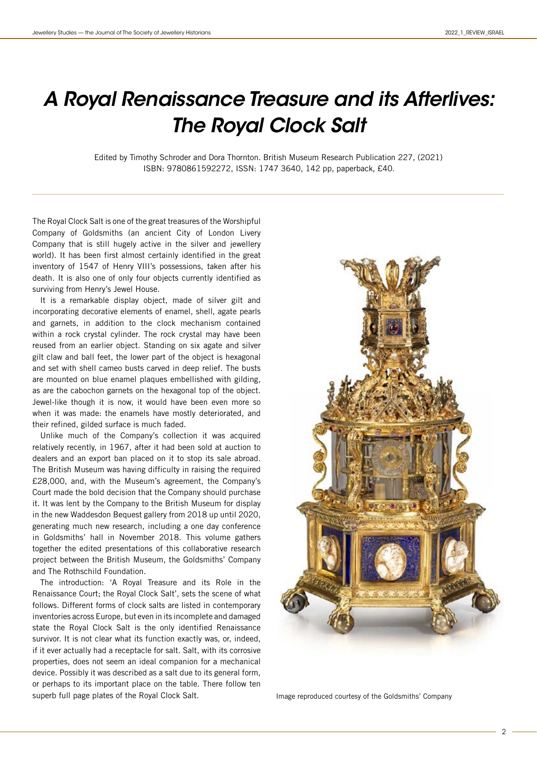# *A Royal Renaissance Treasure and its Afterlives: The Royal Clock Salt*

Edited by Timothy Schroder and Dora Thornton. British Museum Research Publication 227, (2021) ISBN: 9780861592272, ISSN: 1747 3640, 142 pp, paperback, £40.

The Royal Clock Salt is one of the great treasures of the Worshipful Company of Goldsmiths (an ancient City of London Livery Company that is still hugely active in the silver and jewellery world). It has been first almost certainly identified in the great inventory of 1547 of Henry VIII's possessions, taken after his death. It is also one of only four objects currently identified as surviving from Henry's Jewel House.

It is a remarkable display object, made of silver gilt and incorporating decorative elements of enamel, shell, agate pearls and garnets, in addition to the clock mechanism contained within a rock crystal cylinder. The rock crystal may have been reused from an earlier object. Standing on six agate and silver gilt claw and ball feet, the lower part of the object is hexagonal and set with shell cameo busts carved in deep relief. The busts are mounted on blue enamel plaques embellished with gilding, as are the cabochon garnets on the hexagonal top of the object. Jewel-like though it is now, it would have been even more so when it was made: the enamels have mostly deteriorated, and their refined, gilded surface is much faded.

Unlike much of the Company's collection it was acquired relatively recently, in 1967, after it had been sold at auction to dealers and an export ban placed on it to stop its sale abroad. The British Museum was having difficulty in raising the required £28,000, and, with the Museum's agreement, the Company's Court made the bold decision that the Company should purchase it. It was lent by the Company to the British Museum for display in the new Waddesdon Bequest gallery from 2018 up until 2020, generating much new research, including a one day conference in Goldsmiths' hall in November 2018. This volume gathers together the edited presentations of this collaborative research project between the British Museum, the Goldsmiths' Company and The Rothschild Foundation.

The introduction: 'A Royal Treasure and its Role in the Renaissance Court; the Royal Clock Salt', sets the scene of what follows. Different forms of clock salts are listed in contemporary inventories across Europe, but even in its incomplete and damaged state the Royal Clock Salt is the only identified Renaissance survivor. It is not clear what its function exactly was, or, indeed, if it ever actually had a receptacle for salt. Salt, with its corrosive properties, does not seem an ideal companion for a mechanical device. Possibly it was described as a salt due to its general form, or perhaps to its important place on the table. There follow ten superb full page plates of the Royal Clock Salt.

Image reproduced courtesy of the Goldsmiths' Company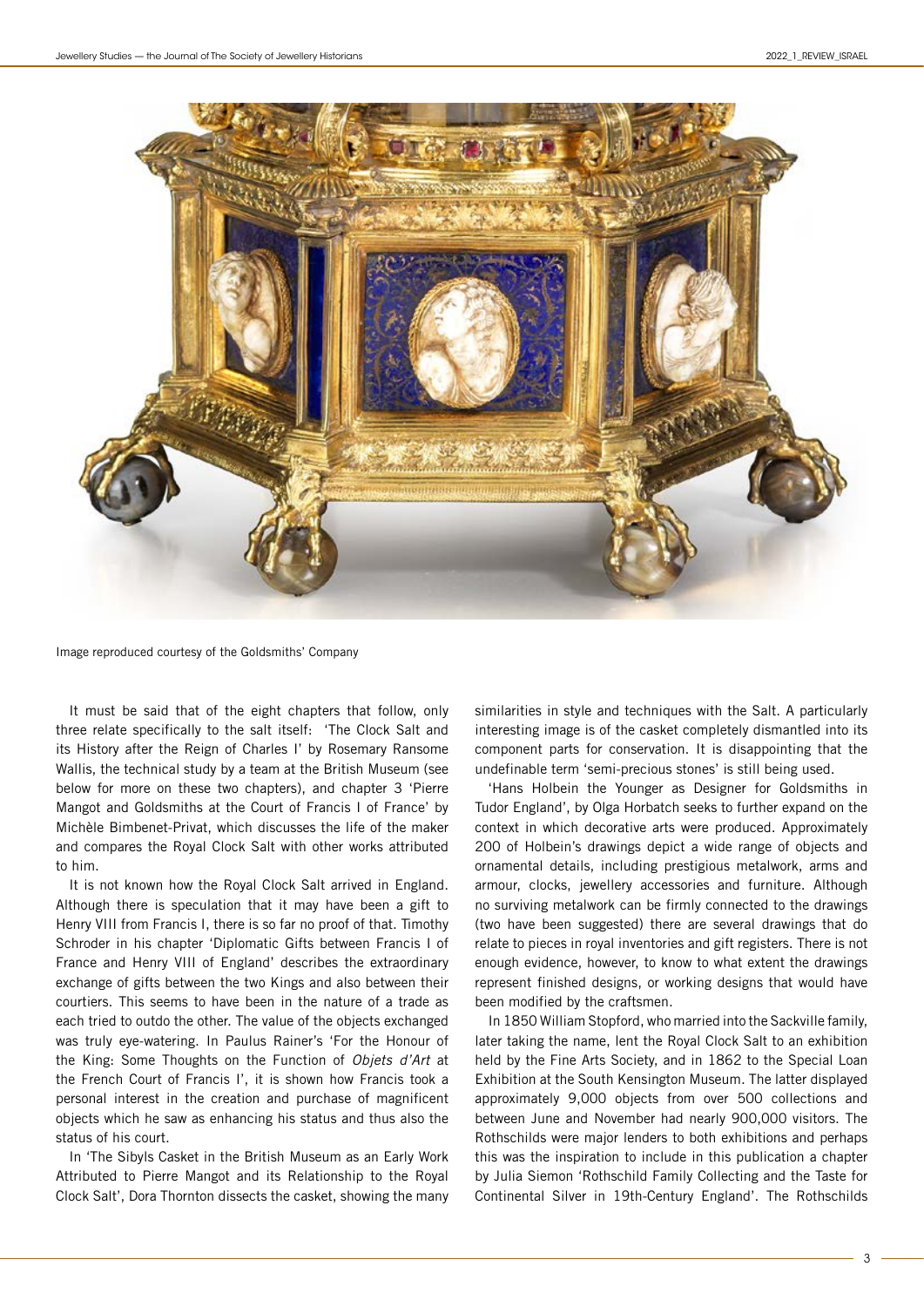Image reproduced courtesy of the Goldsmiths' Company

It must be said that of the eight chapters that follow, only three relate specifically to the salt itself: 'The Clock Salt and its History after the Reign of Charles I' by Rosemary Ransome Wallis, the technical study by a team at the British Museum (see below for more on these two chapters), and chapter 3 'Pierre Mangot and Goldsmiths at the Court of Francis I of France' by Michèle Bimbenet-Privat, which discusses the life of the maker and compares the Royal Clock Salt with other works attributed to him.

It is not known how the Royal Clock Salt arrived in England. Although there is speculation that it may have been a gift to Henry VIII from Francis I, there is so far no proof of that. Timothy Schroder in his chapter 'Diplomatic Gifts between Francis I of France and Henry VIII of England' describes the extraordinary exchange of gifts between the two Kings and also between their courtiers. This seems to have been in the nature of a trade as each tried to outdo the other. The value of the objects exchanged was truly eye-watering. In Paulus Rainer's 'For the Honour of the King: Some Thoughts on the Function of *Objets d'Art* at the French Court of Francis I', it is shown how Francis took a personal interest in the creation and purchase of magnificent objects which he saw as enhancing his status and thus also the status of his court.

In 'The Sibyls Casket in the British Museum as an Early Work Attributed to Pierre Mangot and its Relationship to the Royal Clock Salt', Dora Thornton dissects the casket, showing the many similarities in style and techniques with the Salt. A particularly interesting image is of the casket completely dismantled into its component parts for conservation. It is disappointing that the undefinable term 'semi-precious stones' is still being used.

'Hans Holbein the Younger as Designer for Goldsmiths in Tudor England', by Olga Horbatch seeks to further expand on the context in which decorative arts were produced. Approximately 200 of Holbein's drawings depict a wide range of objects and ornamental details, including prestigious metalwork, arms and armour, clocks, jewellery accessories and furniture. Although no surviving metalwork can be firmly connected to the drawings (two have been suggested) there are several drawings that do relate to pieces in royal inventories and gift registers. There is not enough evidence, however, to know to what extent the drawings represent finished designs, or working designs that would have been modified by the craftsmen.

In 1850 William Stopford, who married into the Sackville family, later taking the name, lent the Royal Clock Salt to an exhibition held by the Fine Arts Society, and in 1862 to the Special Loan Exhibition at the South Kensington Museum. The latter displayed approximately 9,000 objects from over 500 collections and between June and November had nearly 900,000 visitors. The Rothschilds were major lenders to both exhibitions and perhaps this was the inspiration to include in this publication a chapter by Julia Siemon 'Rothschild Family Collecting and the Taste for Continental Silver in 19th-Century England'. The Rothschilds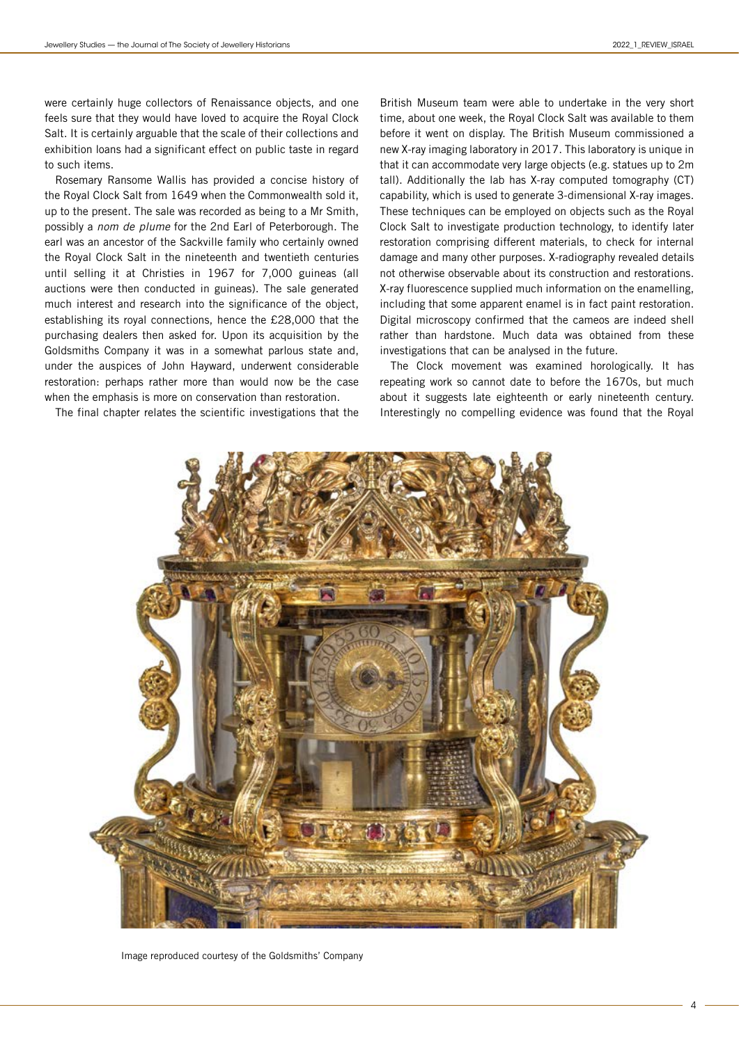were certainly huge collectors of Renaissance objects, and one feels sure that they would have loved to acquire the Royal Clock Salt. It is certainly arguable that the scale of their collections and exhibition loans had a significant effect on public taste in regard to such items.

Rosemary Ransome Wallis has provided a concise history of the Royal Clock Salt from 1649 when the Commonwealth sold it, up to the present. The sale was recorded as being to a Mr Smith, possibly a *nom de plume* for the 2nd Earl of Peterborough. The earl was an ancestor of the Sackville family who certainly owned the Royal Clock Salt in the nineteenth and twentieth centuries until selling it at Christies in 1967 for 7,000 guineas (all auctions were then conducted in guineas). The sale generated much interest and research into the significance of the object, establishing its royal connections, hence the £28,000 that the purchasing dealers then asked for. Upon its acquisition by the Goldsmiths Company it was in a somewhat parlous state and, under the auspices of John Hayward, underwent considerable restoration: perhaps rather more than would now be the case when the emphasis is more on conservation than restoration.

The final chapter relates the scientific investigations that the British Museum team were able to undertake in the very short time, about one week, the Royal Clock Salt was available to them before it went on display. The British Museum commissioned a new X-ray imaging laboratory in 2017. This laboratory is unique in that it can accommodate very large objects (e.g. statues up to 2m tall). Additionally the lab has X-ray computed tomography (CT) capability, which is used to generate 3-dimensional X-ray images. These techniques can be employed on objects such as the Royal Clock Salt to investigate production technology, to identify later restoration comprising different materials, to check for internal damage and many other purposes. X-radiography revealed details not otherwise observable about its construction and restorations. X-ray fluorescence supplied much information on the enamelling, including that some apparent enamel is in fact paint restoration. Digital microscopy confirmed that the cameos are indeed shell rather than hardstone. Much data was obtained from these investigations that can be analysed in the future.

The Clock movement was examined horologically. It has repeating work so cannot date to before the 1670s, but much about it suggests late eighteenth or early nineteenth century. Interestingly no compelling evidence was found that the Royal

Image reproduced courtesy of the Goldsmiths' Company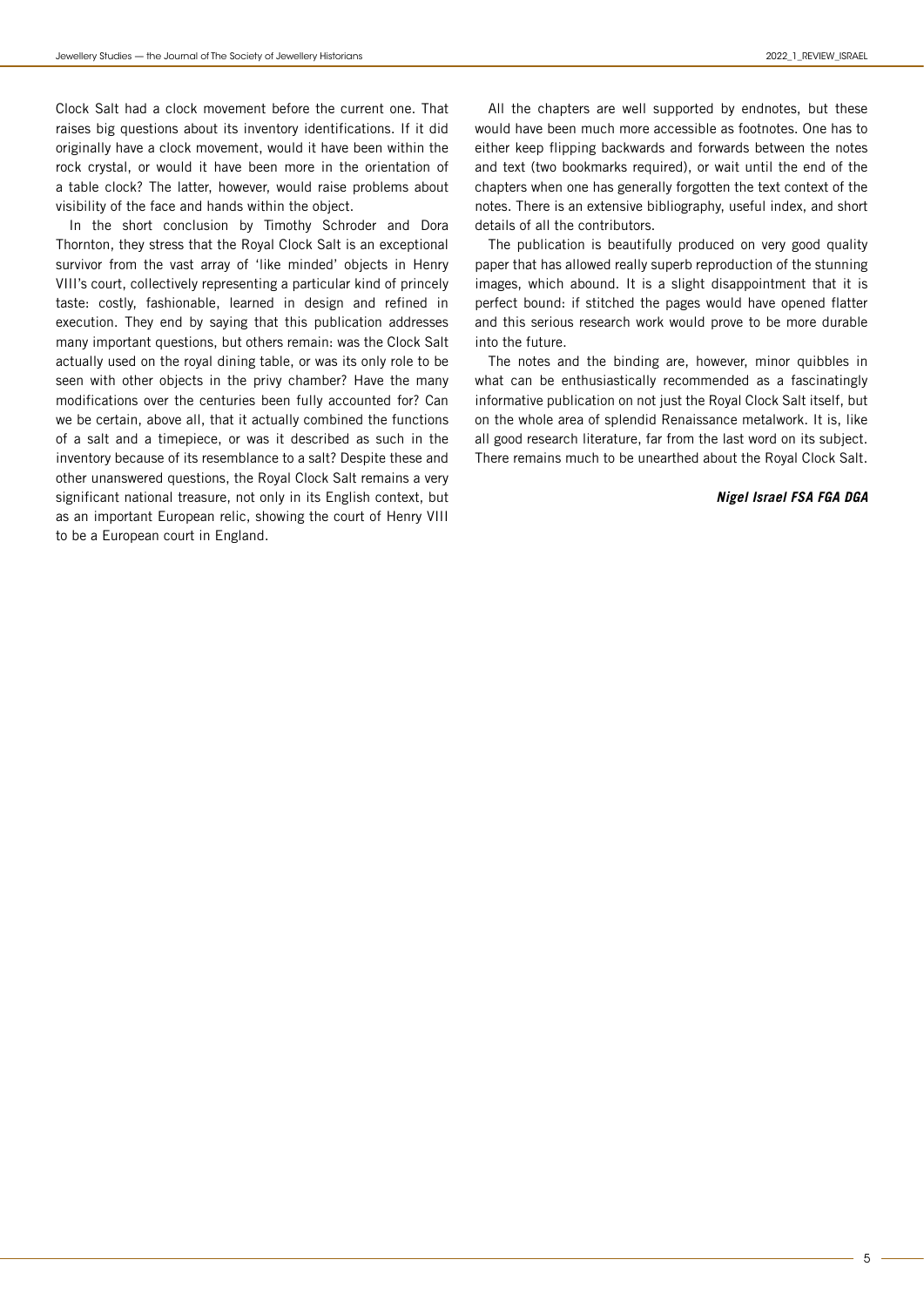Clock Salt had a clock movement before the current one. That raises big questions about its inventory identifications. If it did originally have a clock movement, would it have been within the rock crystal, or would it have been more in the orientation of a table clock? The latter, however, would raise problems about visibility of the face and hands within the object.

In the short conclusion by Timothy Schroder and Dora Thornton, they stress that the Royal Clock Salt is an exceptional survivor from the vast array of 'like minded' objects in Henry VIII's court, collectively representing a particular kind of princely taste: costly, fashionable, learned in design and refined in execution. They end by saying that this publication addresses many important questions, but others remain: was the Clock Salt actually used on the royal dining table, or was its only role to be seen with other objects in the privy chamber? Have the many modifications over the centuries been fully accounted for? Can we be certain, above all, that it actually combined the functions of a salt and a timepiece, or was it described as such in the inventory because of its resemblance to a salt? Despite these and other unanswered questions, the Royal Clock Salt remains a very significant national treasure, not only in its English context, but as an important European relic, showing the court of Henry VIII to be a European court in England.

All the chapters are well supported by endnotes, but these would have been much more accessible as footnotes. One has to either keep flipping backwards and forwards between the notes and text (two bookmarks required), or wait until the end of the chapters when one has generally forgotten the text context of the notes. There is an extensive bibliography, useful index, and short details of all the contributors.

The publication is beautifully produced on very good quality paper that has allowed really superb reproduction of the stunning images, which abound. It is a slight disappointment that it is perfect bound: if stitched the pages would have opened flatter and this serious research work would prove to be more durable into the future.

The notes and the binding are, however, minor quibbles in what can be enthusiastically recommended as a fascinatingly informative publication on not just the Royal Clock Salt itself, but on the whole area of splendid Renaissance metalwork. It is, like all good research literature, far from the last word on its subject. There remains much to be unearthed about the Royal Clock Salt.

***Nigel Israel FSA FGA DGA***